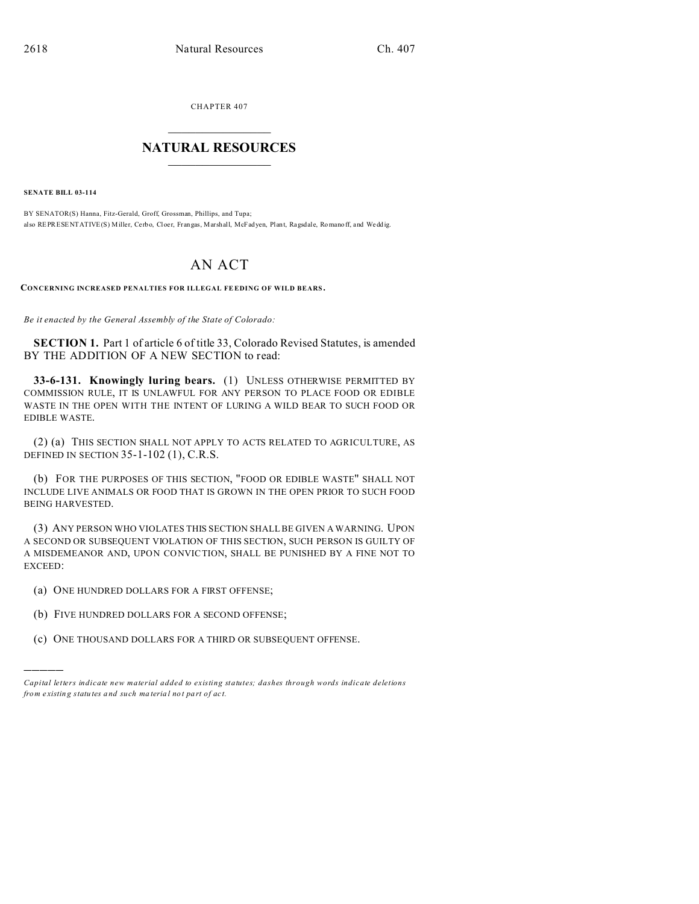CHAPTER 407

# NATURAL RESOURCES

**SENATE BILL 03-114**

BY SENATOR(S) Hanna, Fitz-Gerald, Groff, Grossman, Phillips, and Tupa;
also REPRESENTATIVE(S) Miller, Cerbo, Cloer, Frangas, Marshall, McFadyen, Plant, Ragsdale, Romanoff, and Weddig.

# AN ACT

**CONCERNING INCREASED PENALTIES FOR ILLEGAL FEEDING OF WILD BEARS.**

*Be it enacted by the General Assembly of the State of Colorado:*

**SECTION 1.** Part 1 of article 6 of title 33, Colorado Revised Statutes, is amended BY THE ADDITION OF A NEW SECTION to read:

**33-6-131. Knowingly luring bears.** (1) UNLESS OTHERWISE PERMITTED BY COMMISSION RULE, IT IS UNLAWFUL FOR ANY PERSON TO PLACE FOOD OR EDIBLE WASTE IN THE OPEN WITH THE INTENT OF LURING A WILD BEAR TO SUCH FOOD OR EDIBLE WASTE.

(2) (a) THIS SECTION SHALL NOT APPLY TO ACTS RELATED TO AGRICULTURE, AS DEFINED IN SECTION 35-1-102 (1), C.R.S.

(b) FOR THE PURPOSES OF THIS SECTION, "FOOD OR EDIBLE WASTE" SHALL NOT INCLUDE LIVE ANIMALS OR FOOD THAT IS GROWN IN THE OPEN PRIOR TO SUCH FOOD BEING HARVESTED.

(3) ANY PERSON WHO VIOLATES THIS SECTION SHALL BE GIVEN A WARNING. UPON A SECOND OR SUBSEQUENT VIOLATION OF THIS SECTION, SUCH PERSON IS GUILTY OF A MISDEMEANOR AND, UPON CONVICTION, SHALL BE PUNISHED BY A FINE NOT TO EXCEED:

(a) ONE HUNDRED DOLLARS FOR A FIRST OFFENSE;

(b) FIVE HUNDRED DOLLARS FOR A SECOND OFFENSE;

(c) ONE THOUSAND DOLLARS FOR A THIRD OR SUBSEQUENT OFFENSE.

---

*Capital letters indicate new material added to existing statutes; dashes through words indicate deletions from existing statutes and such material not part of act.*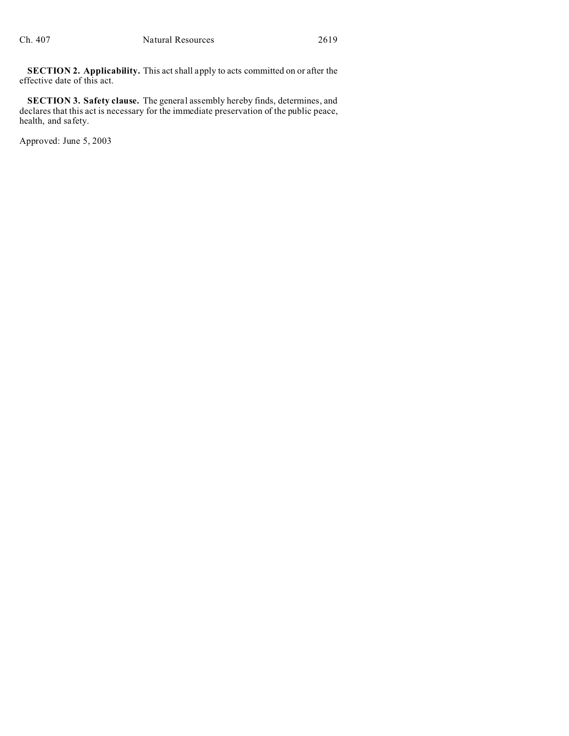**SECTION 2. Applicability.** This act shall apply to acts committed on or after the effective date of this act.

**SECTION 3. Safety clause.** The general assembly hereby finds, determines, and declares that this act is necessary for the immediate preservation of the public peace, health, and safety.

Approved: June 5, 2003